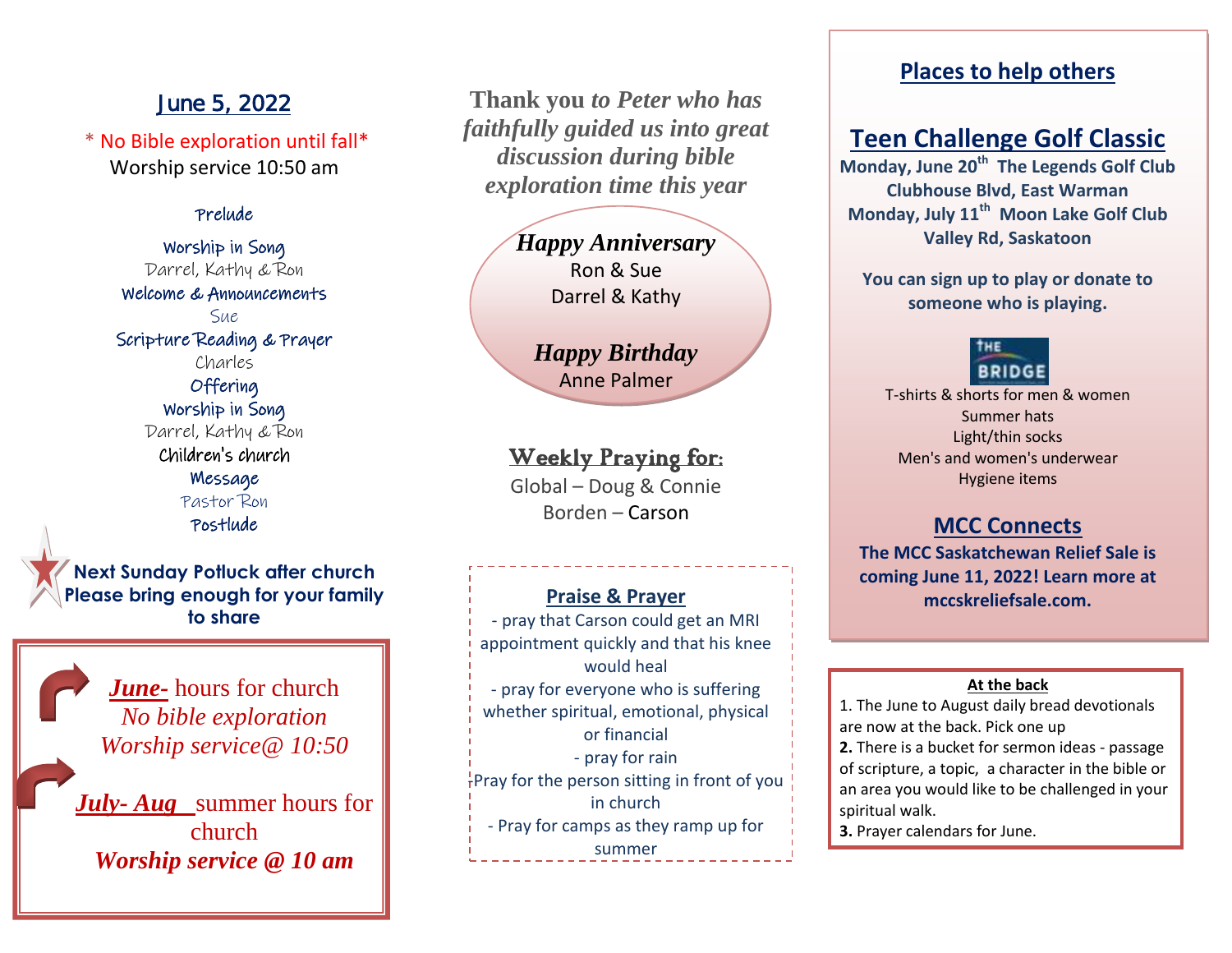## June 5, 2022

\* No Bible exploration until fall\*

Worship service 10:50 am

Prelude

Worship in Song
Darrel, Kathy & Ron

Welcome & Announcements
Sue

Scripture Reading & Prayer
Charles

Offering

Worship in Song
Darrel, Kathy & Ron

Children's church

Message
Pastor Ron

Postlude

**Next Sunday Potluck after church**
**Please bring enough for your family to share**

***June-*** hours for church
*No bible exploration*
*Worship service@ 10:50*

***July- Aug*** summer hours for church
***Worship service @ 10 am***

**Thank you** ***to Peter who has faithfully guided us into great discussion during bible exploration time this year***

***Happy Anniversary***
Ron & Sue
Darrel & Kathy

***Happy Birthday***
Anne Palmer

**Weekly Praying for:**
Global – Doug & Connie
Borden – Carson

**Praise & Prayer**

- pray that Carson could get an MRI appointment quickly and that his knee would heal
- pray for everyone who is suffering whether spiritual, emotional, physical or financial
- pray for rain
- Pray for the person sitting in front of you in church
- Pray for camps as they ramp up for summer

## Places to help others

### Teen Challenge Golf Classic

**Monday, June 20th The Legends Golf Club Clubhouse Blvd, East Warman**
**Monday, July 11th Moon Lake Golf Club Valley Rd, Saskatoon**

**You can sign up to play or donate to someone who is playing.**

THE BRIDGE

T-shirts & shorts for men & women
Summer hats
Light/thin socks
Men's and women's underwear
Hygiene items

### MCC Connects

**The MCC Saskatchewan Relief Sale is coming June 11, 2022! Learn more at mccskreliefsale.com.**

**At the back**

1. The June to August daily bread devotionals are now at the back. Pick one up
2. There is a bucket for sermon ideas - passage of scripture, a topic, a character in the bible or an area you would like to be challenged in your spiritual walk.
3. Prayer calendars for June.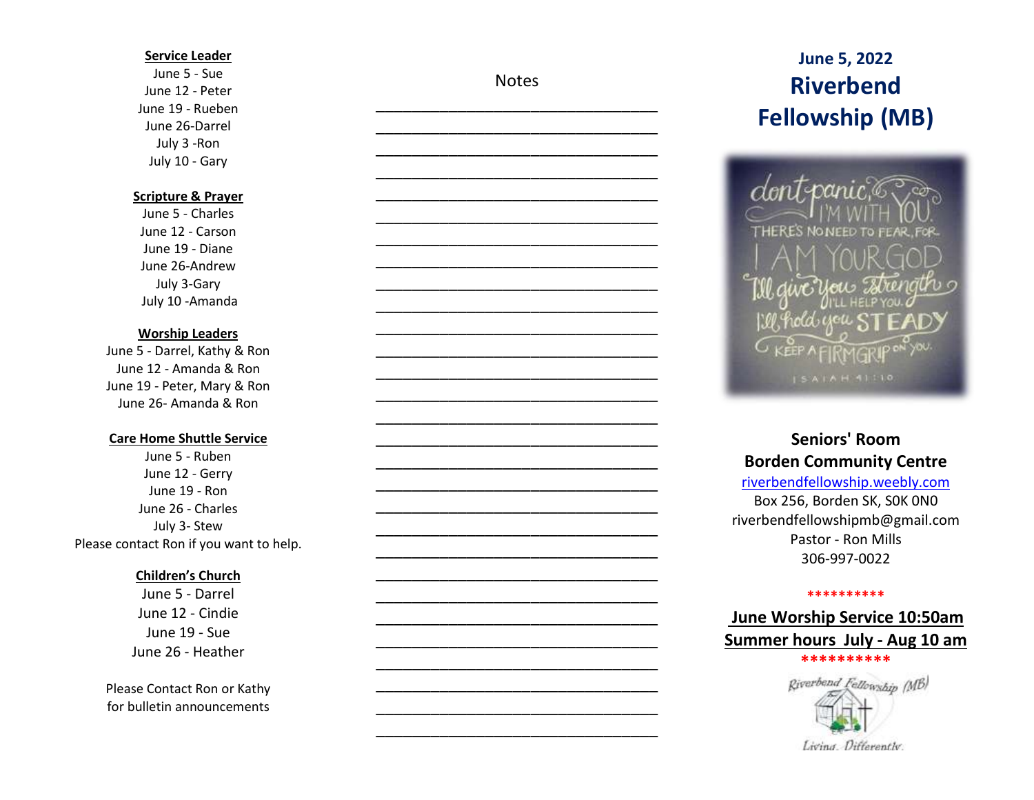**Service Leader**

June 5 - Sue
June 12 - Peter
June 19 - Rueben
June 26-Darrel
July 3 -Ron
July 10 - Gary

**Scripture & Prayer**

June 5 - Charles
June 12 - Carson
June 19 - Diane
June 26-Andrew
July 3-Gary
July 10 -Amanda

**Worship Leaders**

June 5 - Darrel, Kathy & Ron
June 12 - Amanda & Ron
June 19 - Peter, Mary & Ron
June 26- Amanda & Ron

**Care Home Shuttle Service**

June 5 - Ruben
June 12 - Gerry
June 19 - Ron
June 26 - Charles
July 3- Stew
Please contact Ron if you want to help.

**Children's Church**

June 5 - Darrel
June 12 - Cindie
June 19 - Sue
June 26 - Heather

Please Contact Ron or Kathy for bulletin announcements

Notes

___________________________________
___________________________________
___________________________________
___________________________________
___________________________________
___________________________________
___________________________________
___________________________________
___________________________________
___________________________________
___________________________________
___________________________________
___________________________________
___________________________________
___________________________________
___________________________________
___________________________________
___________________________________
___________________________________
___________________________________
___________________________________
___________________________________
___________________________________
___________________________________
___________________________________
___________________________________
___________________________________
___________________________________
___________________________________

## June 5, 2022
# Riverbend Fellowship (MB)

dont panic, I'M WITH YOU. THERE'S NO NEED TO FEAR, FOR I AM YOUR GOD I'll give you strength I'LL HELP YOU. I'll hold you STEADY KEEP A FIRM GRIP ON YOU. ISAIAH 41:10

**Seniors' Room**
**Borden Community Centre**
riverbendfellowship.weebly.com
Box 256, Borden SK, S0K 0N0
riverbendfellowshipmb@gmail.com
Pastor - Ron Mills
306-997-0022

**********

**June Worship Service 10:50am**
**Summer hours July - Aug 10 am**

**********

Riverbend Fellowship (MB)
Living. Differently.